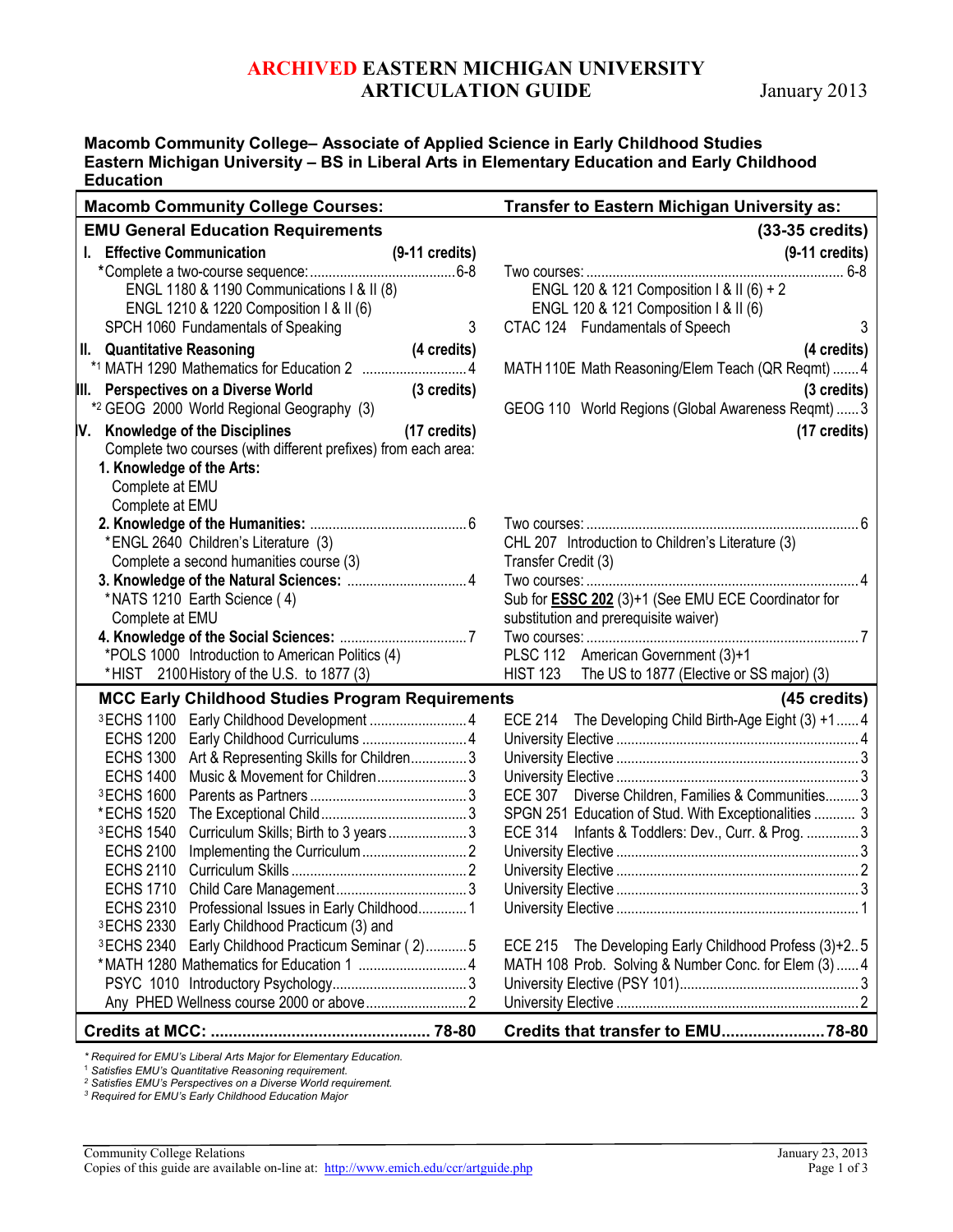# ARCHIVED EASTERN MICHIGAN UNIVERSITY ARTICULATION GUIDE

January 2013

**Macomb Community College– Associate of Applied Science in Early Childhood Studies**
**Eastern Michigan University – BS in Liberal Arts in Elementary Education and Early Childhood Education**

| Macomb Community College Courses: | | Transfer to Eastern Michigan University as: | |
|---|---|---|---|
| **EMU General Education Requirements** | | | **(33-35 credits)** |
| **I. Effective Communication** | **(9-11 credits)** | | **(9-11 credits)** |
| *Complete a two-course sequence: | 6-8 | Two courses: | 6-8 |
| ENGL 1180 & 1190 Communications I & II (8) | | ENGL 120 & 121 Composition I & II (6) + 2 | |
| ENGL 1210 & 1220 Composition I & II (6) | | ENGL 120 & 121 Composition I & II (6) | |
| SPCH 1060 Fundamentals of Speaking | 3 | CTAC 124 Fundamentals of Speech | 3 |
| **II. Quantitative Reasoning** | **(4 credits)** | | **(4 credits)** |
| *[1] MATH 1290 Mathematics for Education 2 | 4 | MATH 110E Math Reasoning/Elem Teach (QR Reqmt) | 4 |
| **III. Perspectives on a Diverse World** | **(3 credits)** | | **(3 credits)** |
| *[2] GEOG 2000 World Regional Geography (3) | | GEOG 110 World Regions (Global Awareness Reqmt) | 3 |
| **IV. Knowledge of the Disciplines** | **(17 credits)** | | **(17 credits)** |
| Complete two courses (with different prefixes) from each area: | | | |
| **1. Knowledge of the Arts:** | | | |
| Complete at EMU | | | |
| Complete at EMU | | | |
| **2. Knowledge of the Humanities:** | 6 | Two courses: | 6 |
| *ENGL 2640 Children's Literature (3) | | CHL 207 Introduction to Children's Literature (3) | |
| Complete a second humanities course (3) | | Transfer Credit (3) | |
| **3. Knowledge of the Natural Sciences:** | 4 | Two courses: | 4 |
| *NATS 1210 Earth Science ( 4) | | Sub for **ESSC 202** (3)+1 (See EMU ECE Coordinator for substitution and prerequisite waiver) | |
| Complete at EMU | | | |
| **4. Knowledge of the Social Sciences:** | 7 | Two courses: | 7 |
| *POLS 1000 Introduction to American Politics (4) | | PLSC 112 American Government (3)+1 | |
| *HIST 2100 History of the U.S. to 1877 (3) | | HIST 123 The US to 1877 (Elective or SS major) (3) | |
| **MCC Early Childhood Studies Program Requirements** | | | **(45 credits)** |
| [3]ECHS 1100 Early Childhood Development | 4 | ECE 214 The Developing Child Birth-Age Eight (3) +1 | 4 |
| ECHS 1200 Early Childhood Curriculums | 4 | University Elective | 4 |
| ECHS 1300 Art & Representing Skills for Children | 3 | University Elective | 3 |
| ECHS 1400 Music & Movement for Children | 3 | University Elective | 3 |
| [3]ECHS 1600 Parents as Partners | 3 | ECE 307 Diverse Children, Families & Communities | 3 |
| *ECHS 1520 The Exceptional Child | 3 | SPGN 251 Education of Stud. With Exceptionalities | 3 |
| [3]ECHS 1540 Curriculum Skills; Birth to 3 years | 3 | ECE 314 Infants & Toddlers: Dev., Curr. & Prog. | 3 |
| ECHS 2100 Implementing the Curriculum | 2 | University Elective | 3 |
| ECHS 2110 Curriculum Skills | 2 | University Elective | 2 |
| ECHS 1710 Child Care Management | 3 | University Elective | 3 |
| ECHS 2310 Professional Issues in Early Childhood | 1 | University Elective | 1 |
| [3]ECHS 2330 Early Childhood Practicum (3) and | | | |
| [3]ECHS 2340 Early Childhood Practicum Seminar ( 2) | 5 | ECE 215 The Developing Early Childhood Profess (3)+2 | 5 |
| *MATH 1280 Mathematics for Education 1 | 4 | MATH 108 Prob. Solving & Number Conc. for Elem (3) | 4 |
| PSYC 1010 Introductory Psychology | 3 | University Elective (PSY 101) | 3 |
| Any PHED Wellness course 2000 or above | 2 | University Elective | 2 |
| **Credits at MCC:** | **78-80** | **Credits that transfer to EMU** | **78-80** |

*\* Required for EMU's Liberal Arts Major for Elementary Education.*
*[1] Satisfies EMU's Quantitative Reasoning requirement.*
*[2] Satisfies EMU's Perspectives on a Diverse World requirement.*
*[3] Required for EMU's Early Childhood Education Major*

Community College Relations
Copies of this guide are available on-line at: http://www.emich.edu/ccr/artguide.php

January 23, 2013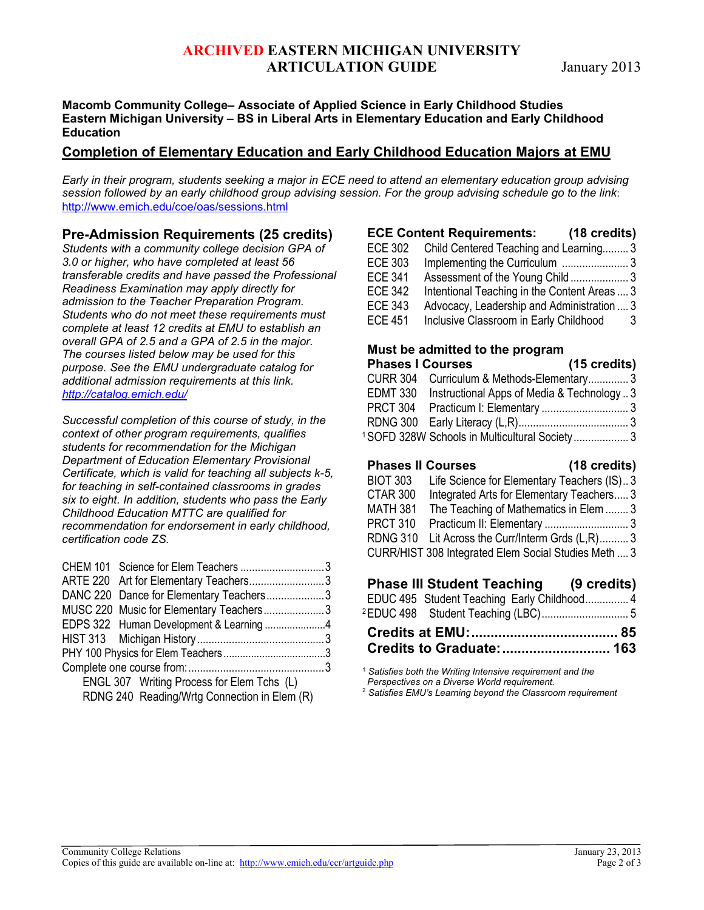# ARCHIVED EASTERN MICHIGAN UNIVERSITY ARTICULATION GUIDE

January 2013

**Macomb Community College– Associate of Applied Science in Early Childhood Studies**
**Eastern Michigan University – BS in Liberal Arts in Elementary Education and Early Childhood Education**

## Completion of Elementary Education and Early Childhood Education Majors at EMU

*Early in their program, students seeking a major in ECE need to attend an elementary education group advising session followed by an early childhood group advising session. For the group advising schedule go to the link*: http://www.emich.edu/coe/oas/sessions.html

### Pre-Admission Requirements (25 credits)

*Students with a community college decision GPA of 3.0 or higher, who have completed at least 56 transferable credits and have passed the Professional Readiness Examination may apply directly for admission to the Teacher Preparation Program. Students who do not meet these requirements must complete at least 12 credits at EMU to establish an overall GPA of 2.5 and a GPA of 2.5 in the major. The courses listed below may be used for this purpose. See the EMU undergraduate catalog for additional admission requirements at this link.* *http://catalog.emich.edu/*

*Successful completion of this course of study, in the context of other program requirements, qualifies students for recommendation for the Michigan Department of Education Elementary Provisional Certificate, which is valid for teaching all subjects k-5, for teaching in self-contained classrooms in grades six to eight. In addition, students who pass the Early Childhood Education MTTC are qualified for recommendation for endorsement in early childhood, certification code ZS.*

| Course | Title | Credits |
|---|---|---|
| CHEM 101 | Science for Elem Teachers | 3 |
| ARTE 220 | Art for Elementary Teachers | 3 |
| DANC 220 | Dance for Elementary Teachers | 3 |
| MUSC 220 | Music for Elementary Teachers | 4 |
| EDPS 322 | Human Development & Learning | 4 |
| HIST 313 | Michigan History | 3 |
| PHY 100 | Physics for Elem Teachers | 3 |
| Complete one course from: | | 3 |
| ENGL 307 | Writing Process for Elem Tchs (L) | |
| RDNG 240 | Reading/Wrtg Connection in Elem (R) | |

### ECE Content Requirements: (18 credits)

| Course | Title | Credits |
|---|---|---|
| ECE 302 | Child Centered Teaching and Learning | 3 |
| ECE 303 | Implementing the Curriculum | 3 |
| ECE 341 | Assessment of the Young Child | 3 |
| ECE 342 | Intentional Teaching in the Content Areas | 3 |
| ECE 343 | Advocacy, Leadership and Administration | 3 |
| ECE 451 | Inclusive Classroom in Early Childhood | 3 |

### Must be admitted to the program

### Phases I Courses (15 credits)

| Course | Title | Credits |
|---|---|---|
| CURR 304 | Curriculum & Methods-Elementary | 3 |
| EDMT 330 | Instructional Apps of Media & Technology | 3 |
| PRCT 304 | Practicum I: Elementary | 3 |
| RDNG 300 | Early Literacy (L,R) | 3 |
| [1]SOFD 328W | Schools in Multicultural Society | 3 |

### Phases II Courses (18 credits)

| Course | Title | Credits |
|---|---|---|
| BIOT 303 | Life Science for Elementary Teachers (IS) | 3 |
| CTAR 300 | Integrated Arts for Elementary Teachers | 3 |
| MATH 381 | The Teaching of Mathematics in Elem | 3 |
| PRCT 310 | Practicum II: Elementary | 3 |
| RDNG 310 | Lit Across the Curr/Interm Grds (L,R) | 3 |
| CURR/HIST 308 | Integrated Elem Social Studies Meth | 3 |

### Phase III Student Teaching (9 credits)

| Course | Title | Credits |
|---|---|---|
| EDUC 495 | Student Teaching Early Childhood | 4 |
| [2]EDUC 498 | Student Teaching (LBC) | 5 |

**Credits at EMU: 85**
**Credits to Graduate: 163**

[1] *Satisfies both the Writing Intensive requirement and the Perspectives on a Diverse World requirement.*
[2] *Satisfies EMU's Learning beyond the Classroom requirement*

Community College Relations
Copies of this guide are available on-line at: http://www.emich.edu/ccr/artguide.php
January 23, 2013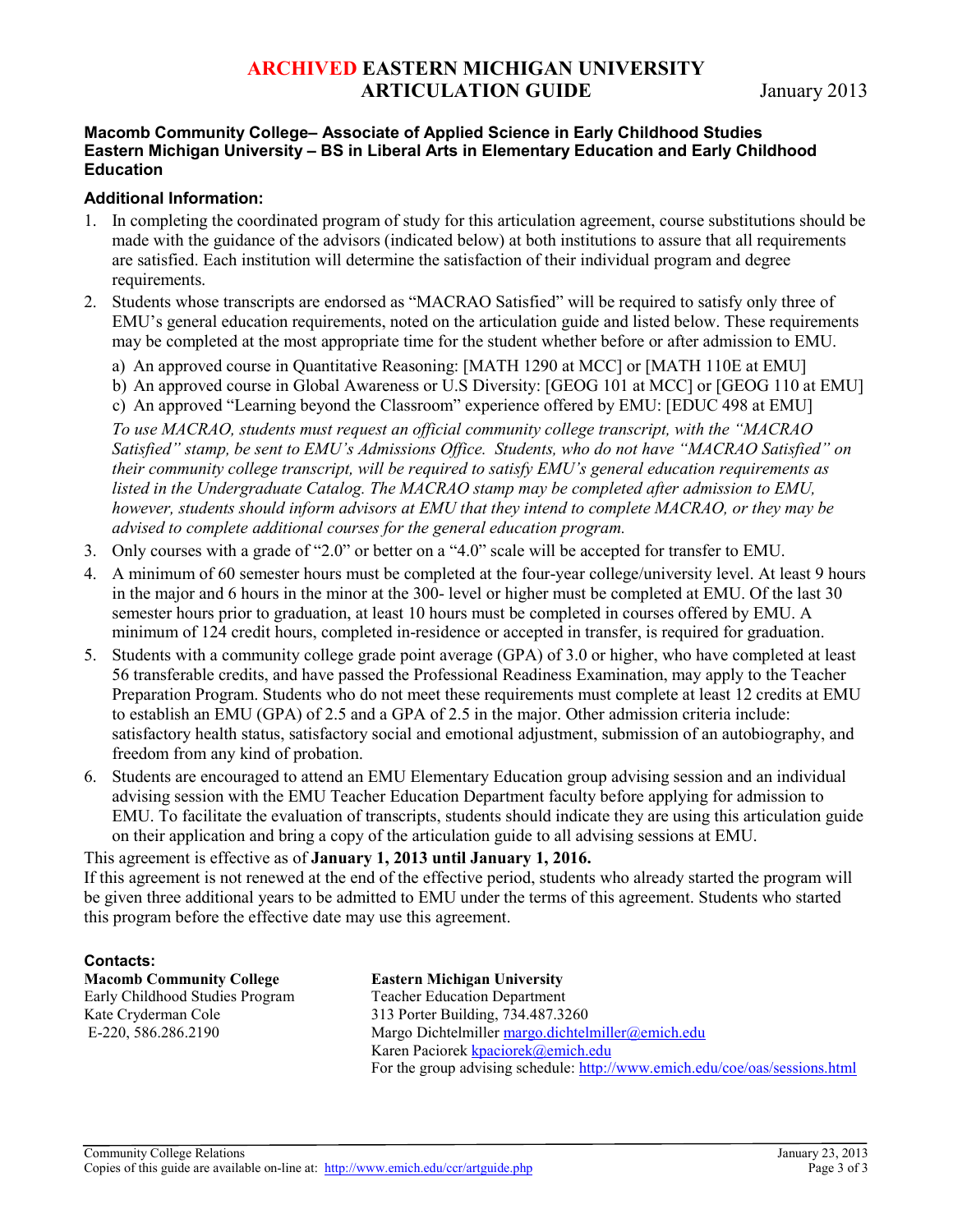# ARCHIVED EASTERN MICHIGAN UNIVERSITY ARTICULATION GUIDE

January 2013

**Macomb Community College– Associate of Applied Science in Early Childhood Studies**
**Eastern Michigan University – BS in Liberal Arts in Elementary Education and Early Childhood Education**

### Additional Information:

1. In completing the coordinated program of study for this articulation agreement, course substitutions should be made with the guidance of the advisors (indicated below) at both institutions to assure that all requirements are satisfied. Each institution will determine the satisfaction of their individual program and degree requirements.
2. Students whose transcripts are endorsed as "MACRAO Satisfied" will be required to satisfy only three of EMU's general education requirements, noted on the articulation guide and listed below. These requirements may be completed at the most appropriate time for the student whether before or after admission to EMU.
   a) An approved course in Quantitative Reasoning: [MATH 1290 at MCC] or [MATH 110E at EMU]
   b) An approved course in Global Awareness or U.S Diversity: [GEOG 101 at MCC] or [GEOG 110 at EMU]
   c) An approved "Learning beyond the Classroom" experience offered by EMU: [EDUC 498 at EMU]

   *To use MACRAO, students must request an official community college transcript, with the "MACRAO Satisfied" stamp, be sent to EMU's Admissions Office. Students, who do not have "MACRAO Satisfied" on their community college transcript, will be required to satisfy EMU's general education requirements as listed in the Undergraduate Catalog. The MACRAO stamp may be completed after admission to EMU, however, students should inform advisors at EMU that they intend to complete MACRAO, or they may be advised to complete additional courses for the general education program.*
3. Only courses with a grade of "2.0" or better on a "4.0" scale will be accepted for transfer to EMU.
4. A minimum of 60 semester hours must be completed at the four-year college/university level. At least 9 hours in the major and 6 hours in the minor at the 300- level or higher must be completed at EMU. Of the last 30 semester hours prior to graduation, at least 10 hours must be completed in courses offered by EMU. A minimum of 124 credit hours, completed in-residence or accepted in transfer, is required for graduation.
5. Students with a community college grade point average (GPA) of 3.0 or higher, who have completed at least 56 transferable credits, and have passed the Professional Readiness Examination, may apply to the Teacher Preparation Program. Students who do not meet these requirements must complete at least 12 credits at EMU to establish an EMU (GPA) of 2.5 and a GPA of 2.5 in the major. Other admission criteria include: satisfactory health status, satisfactory social and emotional adjustment, submission of an autobiography, and freedom from any kind of probation.
6. Students are encouraged to attend an EMU Elementary Education group advising session and an individual advising session with the EMU Teacher Education Department faculty before applying for admission to EMU. To facilitate the evaluation of transcripts, students should indicate they are using this articulation guide on their application and bring a copy of the articulation guide to all advising sessions at EMU.

This agreement is effective as of **January 1, 2013 until January 1, 2016.**
If this agreement is not renewed at the end of the effective period, students who already started the program will be given three additional years to be admitted to EMU under the terms of this agreement. Students who started this program before the effective date may use this agreement.

### Contacts:

**Macomb Community College**
Early Childhood Studies Program
Kate Cryderman Cole
E-220, 586.286.2190

**Eastern Michigan University**
Teacher Education Department
313 Porter Building, 734.487.3260
Margo Dichtelmiller margo.dichtelmiller@emich.edu
Karen Paciorek kpaciorek@emich.edu
For the group advising schedule: http://www.emich.edu/coe/oas/sessions.html

Community College Relations
Copies of this guide are available on-line at: http://www.emich.edu/ccr/artguide.php
January 23, 2013